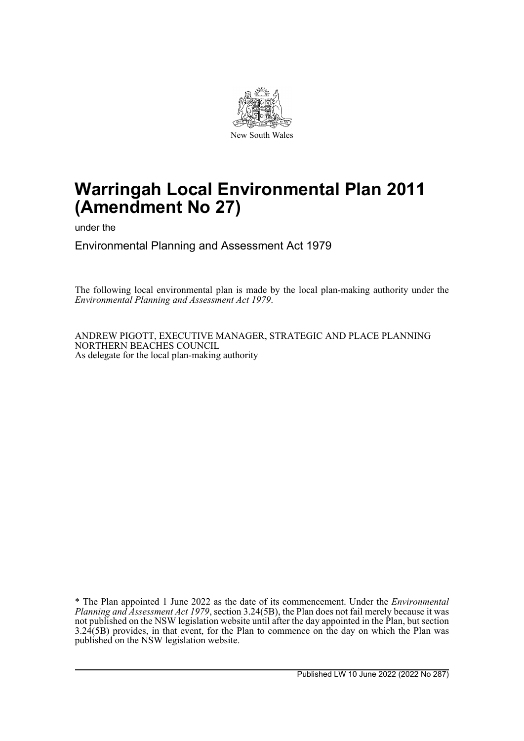New South Wales

# Warringah Local Environmental Plan 2011 (Amendment No 27)

under the

Environmental Planning and Assessment Act 1979

The following local environmental plan is made by the local plan-making authority under the *Environmental Planning and Assessment Act 1979*.

ANDREW PIGOTT, EXECUTIVE MANAGER, STRATEGIC AND PLACE PLANNING
NORTHERN BEACHES COUNCIL
As delegate for the local plan-making authority

* The Plan appointed 1 June 2022 as the date of its commencement. Under the *Environmental Planning and Assessment Act 1979*, section 3.24(5B), the Plan does not fail merely because it was not published on the NSW legislation website until after the day appointed in the Plan, but section 3.24(5B) provides, in that event, for the Plan to commence on the day on which the Plan was published on the NSW legislation website.

Published LW 10 June 2022 (2022 No 287)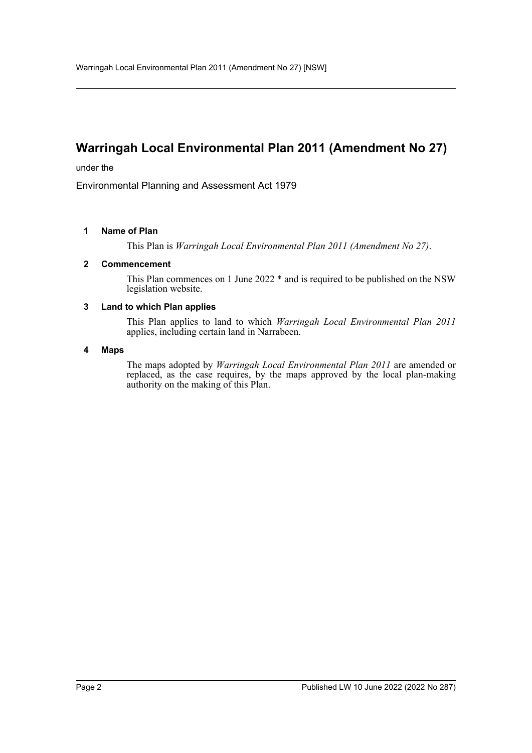# Warringah Local Environmental Plan 2011 (Amendment No 27)

under the

Environmental Planning and Assessment Act 1979

### 1 Name of Plan

This Plan is *Warringah Local Environmental Plan 2011 (Amendment No 27)*.

### 2 Commencement

This Plan commences on 1 June 2022 * and is required to be published on the NSW legislation website.

### 3 Land to which Plan applies

This Plan applies to land to which *Warringah Local Environmental Plan 2011* applies, including certain land in Narrabeen.

### 4 Maps

The maps adopted by *Warringah Local Environmental Plan 2011* are amended or replaced, as the case requires, by the maps approved by the local plan-making authority on the making of this Plan.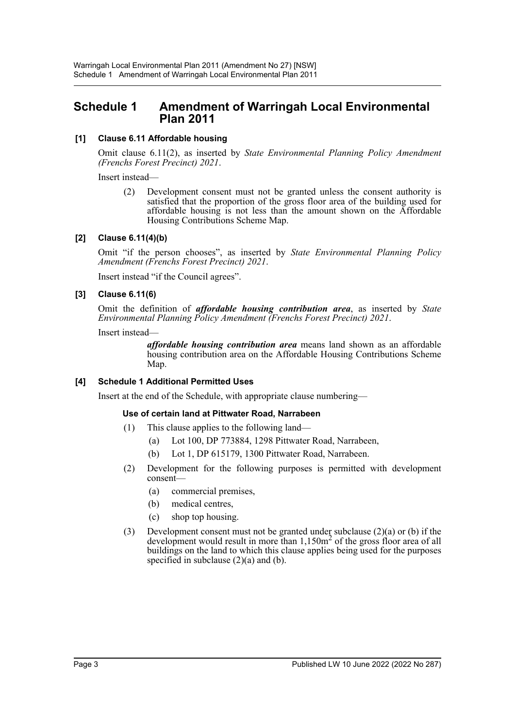# Schedule 1 Amendment of Warringah Local Environmental Plan 2011

### [1] Clause 6.11 Affordable housing

Omit clause 6.11(2), as inserted by *State Environmental Planning Policy Amendment (Frenchs Forest Precinct) 2021*.

Insert instead—

(2) Development consent must not be granted unless the consent authority is satisfied that the proportion of the gross floor area of the building used for affordable housing is not less than the amount shown on the Affordable Housing Contributions Scheme Map.

### [2] Clause 6.11(4)(b)

Omit "if the person chooses", as inserted by *State Environmental Planning Policy Amendment (Frenchs Forest Precinct) 2021*.

Insert instead "if the Council agrees".

### [3] Clause 6.11(6)

Omit the definition of ***affordable housing contribution area***, as inserted by *State Environmental Planning Policy Amendment (Frenchs Forest Precinct) 2021*.

Insert instead—

***affordable housing contribution area*** means land shown as an affordable housing contribution area on the Affordable Housing Contributions Scheme Map.

### [4] Schedule 1 Additional Permitted Uses

Insert at the end of the Schedule, with appropriate clause numbering—

**Use of certain land at Pittwater Road, Narrabeen**

(1) This clause applies to the following land—

- (a) Lot 100, DP 773884, 1298 Pittwater Road, Narrabeen,
- (b) Lot 1, DP 615179, 1300 Pittwater Road, Narrabeen.

(2) Development for the following purposes is permitted with development consent—

- (a) commercial premises,
- (b) medical centres,
- (c) shop top housing.

(3) Development consent must not be granted under subclause (2)(a) or (b) if the development would result in more than 1,150m$^2$ of the gross floor area of all buildings on the land to which this clause applies being used for the purposes specified in subclause (2)(a) and (b).